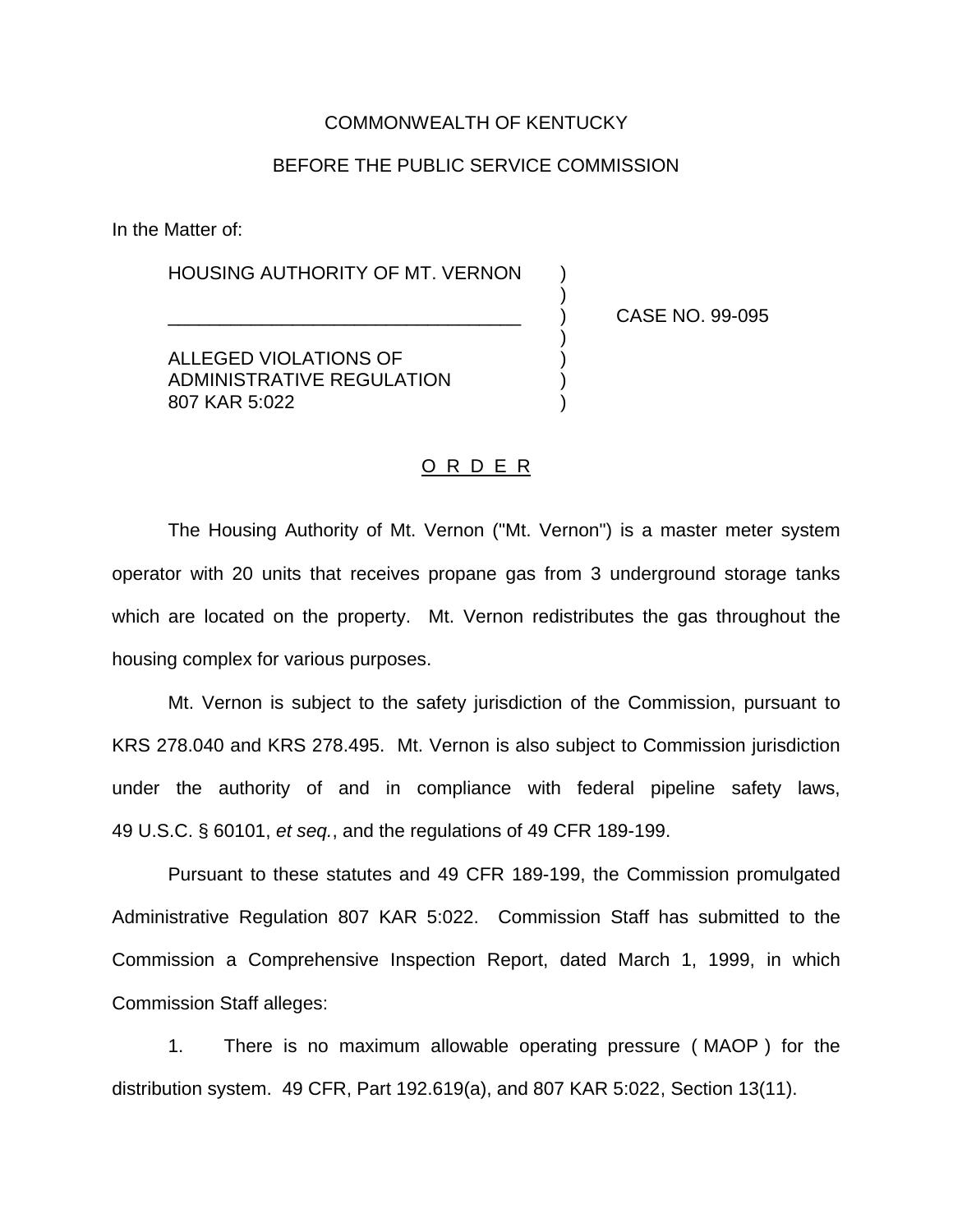COMMONWEALTH OF KENTUCKY

BEFORE THE PUBLIC SERVICE COMMISSION

In the Matter of:

| | | |
|---|---|---|
| HOUSING AUTHORITY OF MT. VERNON | ) | |
| | ) | |
| ___________________________________ | ) | CASE NO. 99-095 |
| | ) | |
| ALLEGED VIOLATIONS OF ADMINISTRATIVE REGULATION 807 KAR 5:022 | ) | |

## O R D E R

The Housing Authority of Mt. Vernon ("Mt. Vernon") is a master meter system operator with 20 units that receives propane gas from 3 underground storage tanks which are located on the property. Mt. Vernon redistributes the gas throughout the housing complex for various purposes.

Mt. Vernon is subject to the safety jurisdiction of the Commission, pursuant to KRS 278.040 and KRS 278.495. Mt. Vernon is also subject to Commission jurisdiction under the authority of and in compliance with federal pipeline safety laws, 49 U.S.C. § 60101, *et seq.*, and the regulations of 49 CFR 189-199.

Pursuant to these statutes and 49 CFR 189-199, the Commission promulgated Administrative Regulation 807 KAR 5:022. Commission Staff has submitted to the Commission a Comprehensive Inspection Report, dated March 1, 1999, in which Commission Staff alleges:

1. There is no maximum allowable operating pressure ( MAOP ) for the distribution system. 49 CFR, Part 192.619(a), and 807 KAR 5:022, Section 13(11).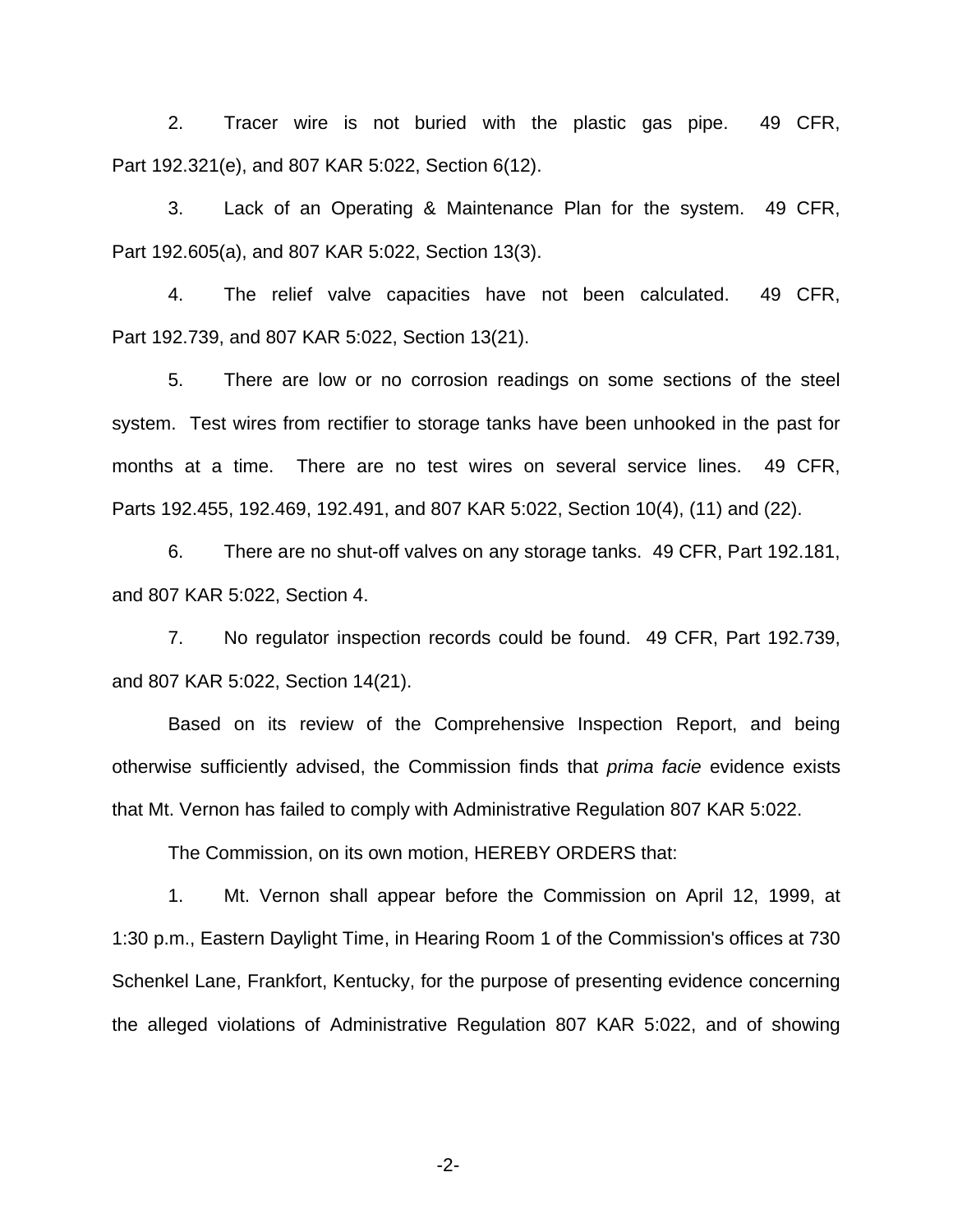2. Tracer wire is not buried with the plastic gas pipe. 49 CFR, Part 192.321(e), and 807 KAR 5:022, Section 6(12).

3. Lack of an Operating & Maintenance Plan for the system. 49 CFR, Part 192.605(a), and 807 KAR 5:022, Section 13(3).

4. The relief valve capacities have not been calculated. 49 CFR, Part 192.739, and 807 KAR 5:022, Section 13(21).

5. There are low or no corrosion readings on some sections of the steel system. Test wires from rectifier to storage tanks have been unhooked in the past for months at a time. There are no test wires on several service lines. 49 CFR, Parts 192.455, 192.469, 192.491, and 807 KAR 5:022, Section 10(4), (11) and (22).

6. There are no shut-off valves on any storage tanks. 49 CFR, Part 192.181, and 807 KAR 5:022, Section 4.

7. No regulator inspection records could be found. 49 CFR, Part 192.739, and 807 KAR 5:022, Section 14(21).

Based on its review of the Comprehensive Inspection Report, and being otherwise sufficiently advised, the Commission finds that *prima facie* evidence exists that Mt. Vernon has failed to comply with Administrative Regulation 807 KAR 5:022.

The Commission, on its own motion, HEREBY ORDERS that:

1. Mt. Vernon shall appear before the Commission on April 12, 1999, at 1:30 p.m., Eastern Daylight Time, in Hearing Room 1 of the Commission's offices at 730 Schenkel Lane, Frankfort, Kentucky, for the purpose of presenting evidence concerning the alleged violations of Administrative Regulation 807 KAR 5:022, and of showing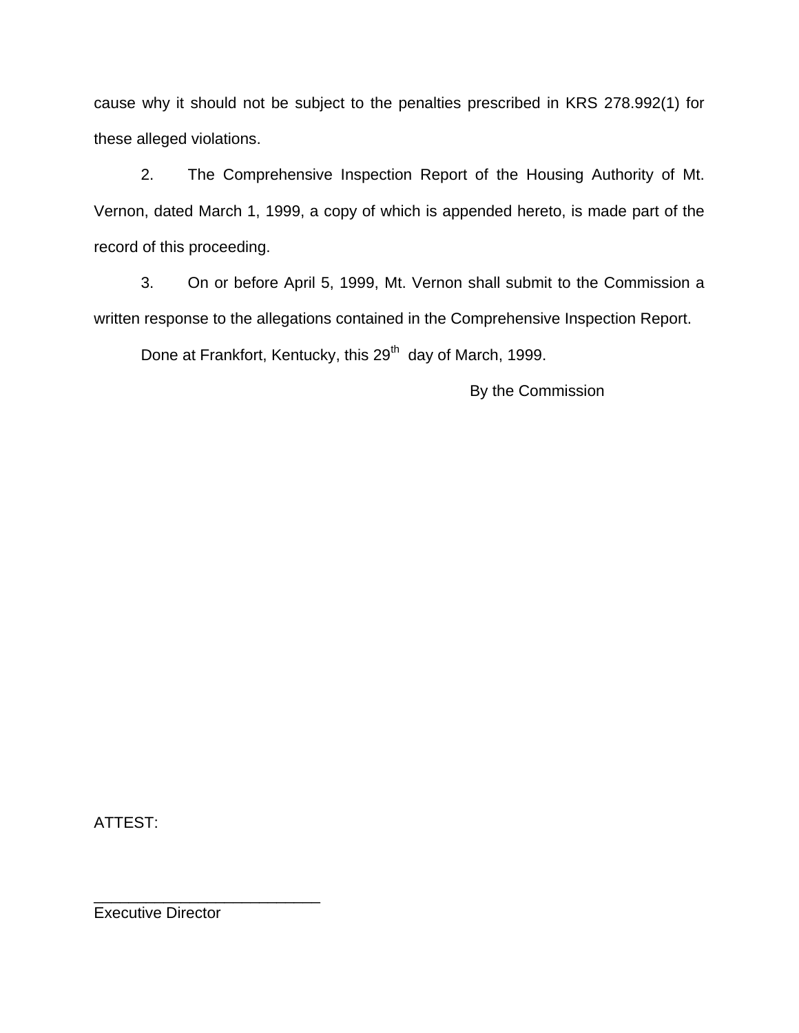cause why it should not be subject to the penalties prescribed in KRS 278.992(1) for these alleged violations.

2. The Comprehensive Inspection Report of the Housing Authority of Mt. Vernon, dated March 1, 1999, a copy of which is appended hereto, is made part of the record of this proceeding.

3. On or before April 5, 1999, Mt. Vernon shall submit to the Commission a written response to the allegations contained in the Comprehensive Inspection Report.

Done at Frankfort, Kentucky, this 29th day of March, 1999.

By the Commission

ATTEST:

\_\_\_\_\_\_\_\_\_\_\_\_\_\_\_\_\_\_\_\_\_\_\_\_\_\_

Executive Director